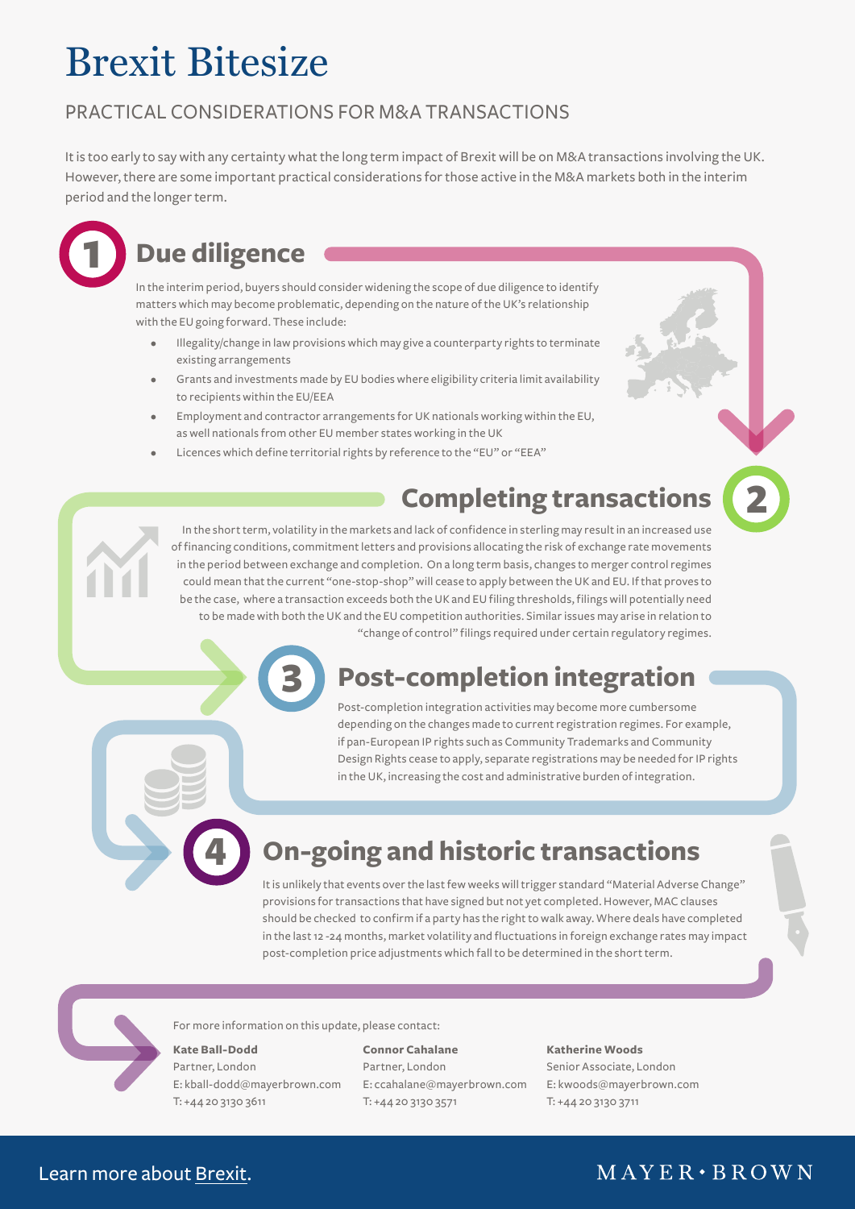# Brexit Bitesize

## PRACTICAL CONSIDERATIONS FOR M&A TRANSACTIONS

It is too early to say with any certainty what the long term impact of Brexit will be on M&A transactions involving the UK. However, there are some important practical considerations for those active in the M&A markets both in the interim period and the longer term.

## 1 Due diligence

In the interim period, buyers should consider widening the scope of due diligence to identify matters which may become problematic, depending on the nature of the UK's relationship with the EU going forward. These include:

- Illegality/change in law provisions which may give a counterparty rights to terminate existing arrangements
- Grants and investments made by EU bodies where eligibility criteria limit availability to recipients within the EU/EEA
- Employment and contractor arrangements for UK nationals working within the EU, as well nationals from other EU member states working in the UK
- Licences which define territorial rights by reference to the "EU" or "EEA"

## 2 Completing transactions

In the short term, volatility in the markets and lack of confidence in sterling may result in an increased use of financing conditions, commitment letters and provisions allocating the risk of exchange rate movements in the period between exchange and completion. On a long term basis, changes to merger control regimes could mean that the current "one-stop-shop" will cease to apply between the UK and EU. If that proves to be the case, where a transaction exceeds both the UK and EU filing thresholds, filings will potentially need to be made with both the UK and the EU competition authorities. Similar issues may arise in relation to "change of control" filings required under certain regulatory regimes.

## 3 Post-completion integration

Post-completion integration activities may become more cumbersome depending on the changes made to current registration regimes. For example, if pan-European IP rights such as Community Trademarks and Community Design Rights cease to apply, separate registrations may be needed for IP rights in the UK, increasing the cost and administrative burden of integration.

## 4 On-going and historic transactions

It is unlikely that events over the last few weeks will trigger standard "Material Adverse Change" provisions for transactions that have signed but not yet completed. However, MAC clauses should be checked to confirm if a party has the right to walk away. Where deals have completed in the last 12 -24 months, market volatility and fluctuations in foreign exchange rates may impact post-completion price adjustments which fall to be determined in the short term.

For more information on this update, please contact:

**Kate Ball-Dodd**
Partner, London
E: kball-dodd@mayerbrown.com
T: +44 20 3130 3611

**Connor Cahalane**
Partner, London
E: ccahalane@mayerbrown.com
T: +44 20 3130 3571

**Katherine Woods**
Senior Associate, London
E: kwoods@mayerbrown.com
T: +44 20 3130 3711

Learn more about Brexit.

MAYER • BROWN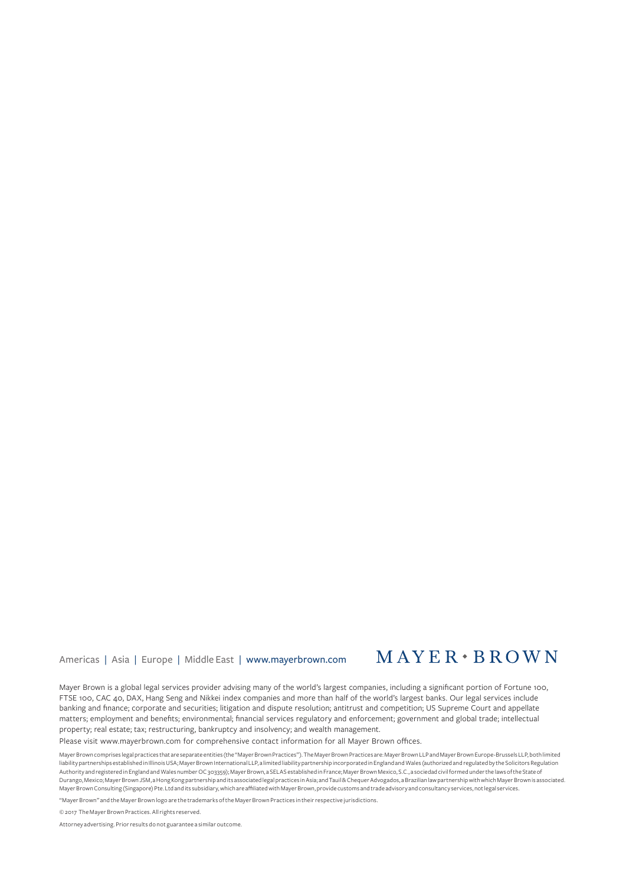Americas | Asia | Europe | Middle East | www.mayerbrown.com

MAYER • BROWN

Mayer Brown is a global legal services provider advising many of the world's largest companies, including a significant portion of Fortune 100, FTSE 100, CAC 40, DAX, Hang Seng and Nikkei index companies and more than half of the world's largest banks. Our legal services include banking and finance; corporate and securities; litigation and dispute resolution; antitrust and competition; US Supreme Court and appellate matters; employment and benefits; environmental; financial services regulatory and enforcement; government and global trade; intellectual property; real estate; tax; restructuring, bankruptcy and insolvency; and wealth management.

Please visit www.mayerbrown.com for comprehensive contact information for all Mayer Brown offices.

Mayer Brown comprises legal practices that are separate entities (the "Mayer Brown Practices"). The Mayer Brown Practices are: Mayer Brown LLP and Mayer Brown Europe-Brussels LLP, both limited liability partnerships established in Illinois USA; Mayer Brown International LLP, a limited liability partnership incorporated in England and Wales (authorized and regulated by the Solicitors Regulation Authority and registered in England and Wales number OC 303359); Mayer Brown, a SELAS established in France; Mayer Brown Mexico, S.C., a sociedad civil formed under the laws of the State of Durango, Mexico; Mayer Brown JSM, a Hong Kong partnership and its associated legal practices in Asia; and Tauil & Chequer Advogados, a Brazilian law partnership with which Mayer Brown is associated. Mayer Brown Consulting (Singapore) Pte. Ltd and its subsidiary, which are affiliated with Mayer Brown, provide customs and trade advisory and consultancy services, not legal services.

"Mayer Brown" and the Mayer Brown logo are the trademarks of the Mayer Brown Practices in their respective jurisdictions.

© 2017 The Mayer Brown Practices. All rights reserved.

Attorney advertising. Prior results do not guarantee a similar outcome.